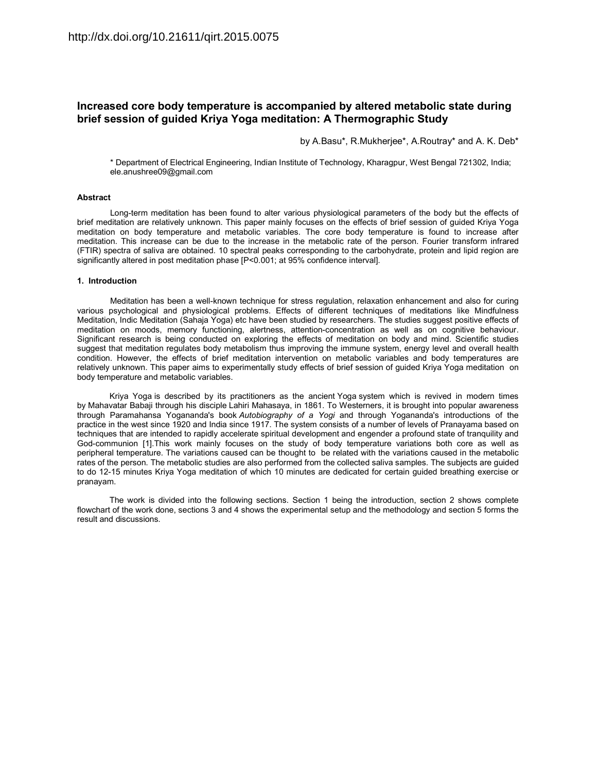http://dx.doi.org/10.21611/qirt.2015.0075

# Increased core body temperature is accompanied by altered metabolic state during brief session of guided Kriya Yoga meditation: A Thermographic Study

by A.Basu*, R.Mukherjee*, A.Routray* and A. K. Deb*

* Department of Electrical Engineering, Indian Institute of Technology, Kharagpur, West Bengal 721302, India; ele.anushree09@gmail.com

### Abstract

Long-term meditation has been found to alter various physiological parameters of the body but the effects of brief meditation are relatively unknown. This paper mainly focuses on the effects of brief session of guided Kriya Yoga meditation on body temperature and metabolic variables. The core body temperature is found to increase after meditation. This increase can be due to the increase in the metabolic rate of the person. Fourier transform infrared (FTIR) spectra of saliva are obtained. 10 spectral peaks corresponding to the carbohydrate, protein and lipid region are significantly altered in post meditation phase [$P<0.001$; at 95% confidence interval].

## 1. Introduction

Meditation has been a well-known technique for stress regulation, relaxation enhancement and also for curing various psychological and physiological problems. Effects of different techniques of meditations like Mindfulness Meditation, Indic Meditation (Sahaja Yoga) etc have been studied by researchers. The studies suggest positive effects of meditation on moods, memory functioning, alertness, attention-concentration as well as on cognitive behaviour. Significant research is being conducted on exploring the effects of meditation on body and mind. Scientific studies suggest that meditation regulates body metabolism thus improving the immune system, energy level and overall health condition. However, the effects of brief meditation intervention on metabolic variables and body temperatures are relatively unknown. This paper aims to experimentally study effects of brief session of guided Kriya Yoga meditation on body temperature and metabolic variables.

Kriya Yoga is described by its practitioners as the ancient Yoga system which is revived in modern times by Mahavatar Babaji through his disciple Lahiri Mahasaya, in 1861. To Westerners, it is brought into popular awareness through Paramahansa Yogananda's book *Autobiography of a Yogi* and through Yogananda's introductions of the practice in the west since 1920 and India since 1917. The system consists of a number of levels of Pranayama based on techniques that are intended to rapidly accelerate spiritual development and engender a profound state of tranquility and God-communion [1].This work mainly focuses on the study of body temperature variations both core as well as peripheral temperature. The variations caused can be thought to be related with the variations caused in the metabolic rates of the person. The metabolic studies are also performed from the collected saliva samples. The subjects are guided to do 12-15 minutes Kriya Yoga meditation of which 10 minutes are dedicated for certain guided breathing exercise or pranayam.

The work is divided into the following sections. Section 1 being the introduction, section 2 shows complete flowchart of the work done, sections 3 and 4 shows the experimental setup and the methodology and section 5 forms the result and discussions.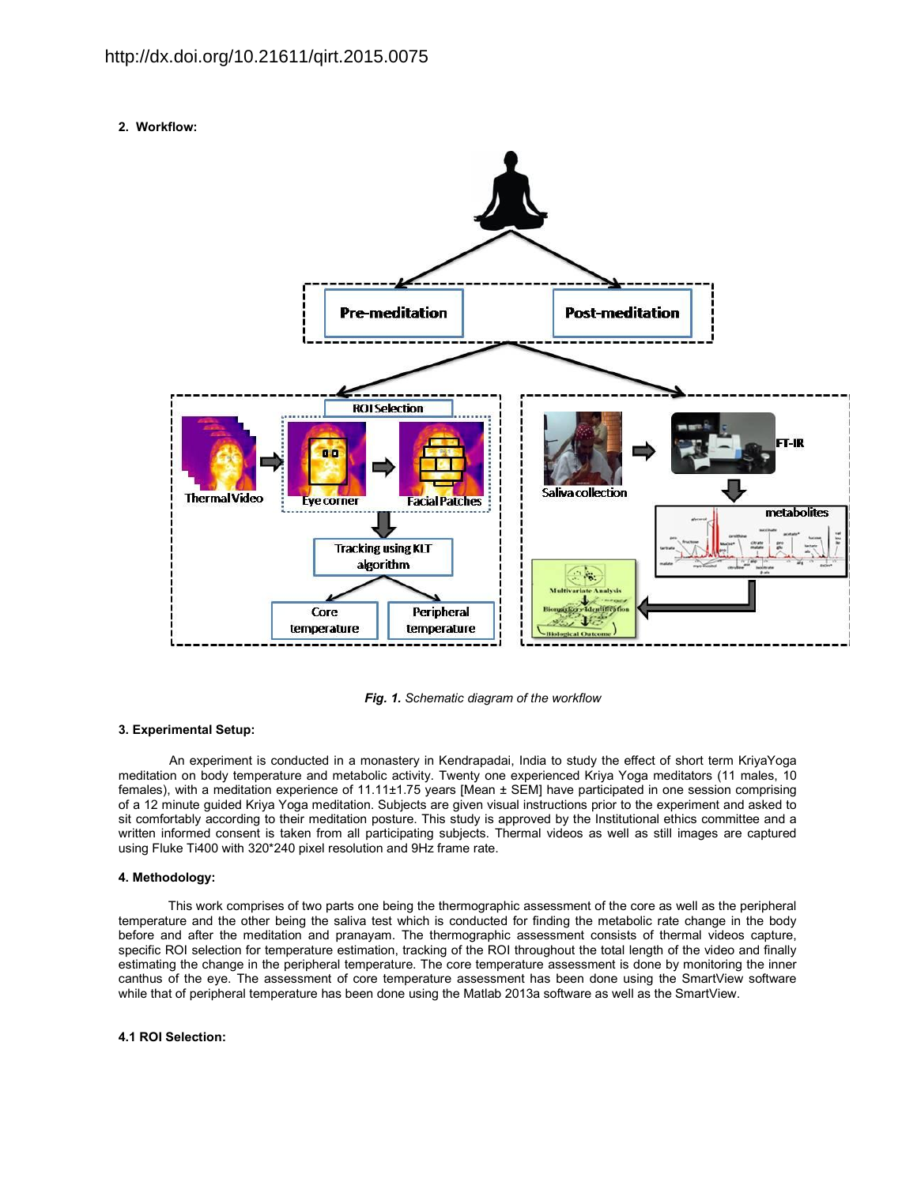http://dx.doi.org/10.21611/qirt.2015.0075

**2. Workflow:**

*Fig. 1. Schematic diagram of the workflow*

**3. Experimental Setup:**

An experiment is conducted in a monastery in Kendrapadai, India to study the effect of short term KriyaYoga meditation on body temperature and metabolic activity. Twenty one experienced Kriya Yoga meditators (11 males, 10 females), with a meditation experience of 11.11±1.75 years [Mean ± SEM] have participated in one session comprising of a 12 minute guided Kriya Yoga meditation. Subjects are given visual instructions prior to the experiment and asked to sit comfortably according to their meditation posture. This study is approved by the Institutional ethics committee and a written informed consent is taken from all participating subjects. Thermal videos as well as still images are captured using Fluke Ti400 with 320*240 pixel resolution and 9Hz frame rate.

**4. Methodology:**

This work comprises of two parts one being the thermographic assessment of the core as well as the peripheral temperature and the other being the saliva test which is conducted for finding the metabolic rate change in the body before and after the meditation and pranayam. The thermographic assessment consists of thermal videos capture, specific ROI selection for temperature estimation, tracking of the ROI throughout the total length of the video and finally estimating the change in the peripheral temperature. The core temperature assessment is done by monitoring the inner canthus of the eye. The assessment of core temperature assessment has been done using the SmartView software while that of peripheral temperature has been done using the Matlab 2013a software as well as the SmartView.

**4.1 ROI Selection:**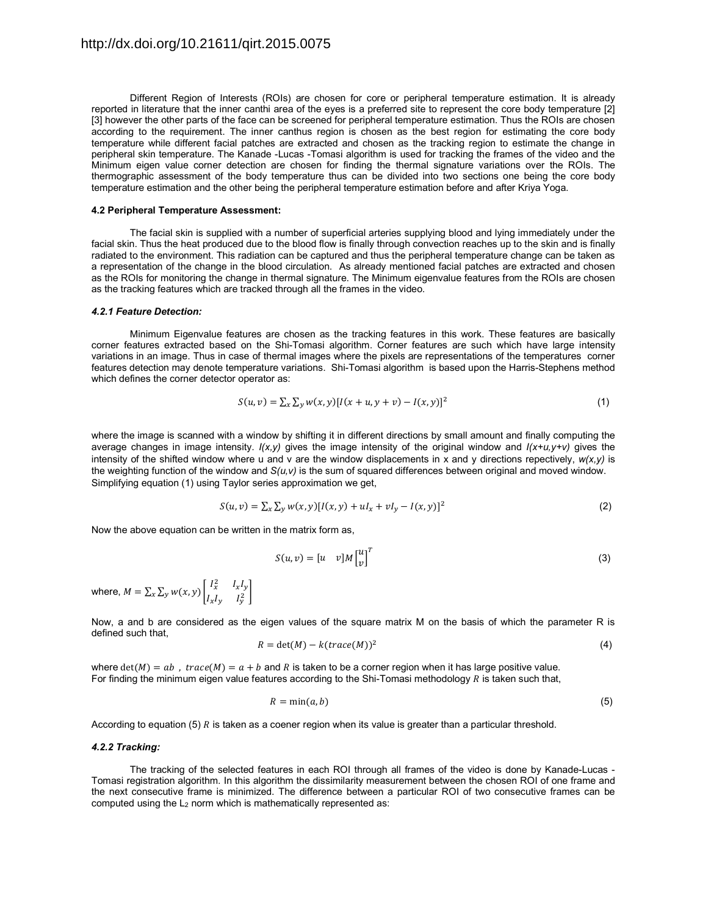Different Region of Interests (ROIs) are chosen for core or peripheral temperature estimation. It is already reported in literature that the inner canthi area of the eyes is a preferred site to represent the core body temperature [2] [3] however the other parts of the face can be screened for peripheral temperature estimation. Thus the ROIs are chosen according to the requirement. The inner canthus region is chosen as the best region for estimating the core body temperature while different facial patches are extracted and chosen as the tracking region to estimate the change in peripheral skin temperature. The Kanade -Lucas -Tomasi algorithm is used for tracking the frames of the video and the Minimum eigen value corner detection are chosen for finding the thermal signature variations over the ROIs. The thermographic assessment of the body temperature thus can be divided into two sections one being the core body temperature estimation and the other being the peripheral temperature estimation before and after Kriya Yoga.

#### 4.2 Peripheral Temperature Assessment:

The facial skin is supplied with a number of superficial arteries supplying blood and lying immediately under the facial skin. Thus the heat produced due to the blood flow is finally through convection reaches up to the skin and is finally radiated to the environment. This radiation can be captured and thus the peripheral temperature change can be taken as a representation of the change in the blood circulation. As already mentioned facial patches are extracted and chosen as the ROIs for monitoring the change in thermal signature. The Minimum eigenvalue features from the ROIs are chosen as the tracking features which are tracked through all the frames in the video.

#### *4.2.1 Feature Detection:*

Minimum Eigenvalue features are chosen as the tracking features in this work. These features are basically corner features extracted based on the Shi-Tomasi algorithm. Corner features are such which have large intensity variations in an image. Thus in case of thermal images where the pixels are representations of the temperatures corner features detection may denote temperature variations. Shi-Tomasi algorithm is based upon the Harris-Stephens method which defines the corner detector operator as:

$$S(u,v) = \sum_x \sum_y w(x,y)[I(x+u,y+v) - I(x,y)]^2 \tag{1}$$

where the image is scanned with a window by shifting it in different directions by small amount and finally computing the average changes in image intensity. *I(x,y)* gives the image intensity of the original window and *I(x+u,y+v)* gives the intensity of the shifted window where u and v are the window displacements in x and y directions repectively, *w(x,y)* is the weighting function of the window and *S(u,v)* is the sum of squared differences between original and moved window. Simplifying equation (1) using Taylor series approximation we get,

$$S(u,v) = \sum_x \sum_y w(x,y)[I(x,y) + uI_x + vI_y - I(x,y)]^2 \tag{2}$$

Now the above equation can be written in the matrix form as,

$$S(u,v) = [u \quad v] M \begin{bmatrix} u \\ v \end{bmatrix}^T \tag{3}$$

where, $M = \sum_x \sum_y w(x,y) \begin{bmatrix} I_x^2 & I_x I_y \\ I_x I_y & I_y^2 \end{bmatrix}$

Now, a and b are considered as the eigen values of the square matrix M on the basis of which the parameter R is defined such that,

$$R = \det(M) - k(trace(M))^2 \tag{4}$$

where $\det(M) = ab$ , $trace(M) = a + b$ and $R$ is taken to be a corner region when it has large positive value. For finding the minimum eigen value features according to the Shi-Tomasi methodology $R$ is taken such that,

$$R = \min(a,b) \tag{5}$$

According to equation (5) $R$ is taken as a coener region when its value is greater than a particular threshold.

#### *4.2.2 Tracking:*

The tracking of the selected features in each ROI through all frames of the video is done by Kanade-Lucas - Tomasi registration algorithm. In this algorithm the dissimilarity measurement between the chosen ROI of one frame and the next consecutive frame is minimized. The difference between a particular ROI of two consecutive frames can be computed using the $L_2$ norm which is mathematically represented as: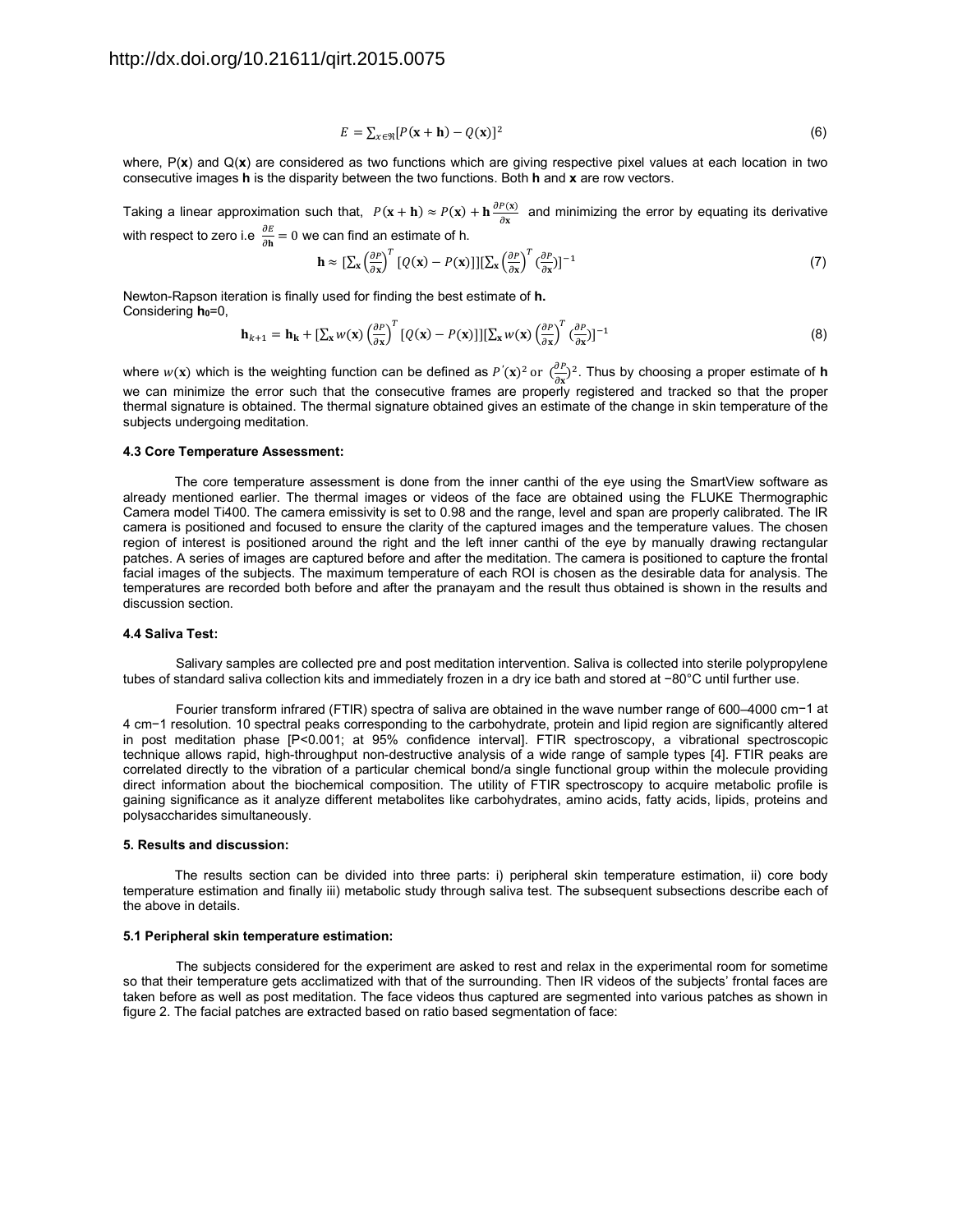$$E = \sum_{x \in \Re} [P(\mathbf{x}+\mathbf{h}) - Q(\mathbf{x})]^2 \tag{6}$$

where, P(**x**) and Q(**x**) are considered as two functions which are giving respective pixel values at each location in two consecutive images **h** is the disparity between the two functions. Both **h** and **x** are row vectors.

Taking a linear approximation such that, $P(\mathbf{x}+\mathbf{h}) \approx P(\mathbf{x}) + \mathbf{h}\frac{\partial P(\mathbf{x})}{\partial \mathbf{x}}$ and minimizing the error by equating its derivative with respect to zero i.e $\frac{\partial E}{\partial \mathbf{h}} = 0$ we can find an estimate of h.

$$\mathbf{h} \approx [\sum_{\mathbf{x}} \left(\frac{\partial P}{\partial \mathbf{x}}\right)^T [Q(\mathbf{x}) - P(\mathbf{x})]][\sum_{\mathbf{x}} \left(\frac{\partial P}{\partial \mathbf{x}}\right)^T (\frac{\partial P}{\partial \mathbf{x}})]^{-1} \tag{7}$$

Newton-Rapson iteration is finally used for finding the best estimate of **h.**
Considering $\mathbf{h}_0$=0,

$$\mathbf{h}_{k+1} = \mathbf{h}_{\mathbf{k}} + [\sum_{\mathbf{x}} w(\mathbf{x}) \left(\frac{\partial P}{\partial \mathbf{x}}\right)^T [Q(\mathbf{x}) - P(\mathbf{x})]][\sum_{\mathbf{x}} w(\mathbf{x}) \left(\frac{\partial P}{\partial \mathbf{x}}\right)^T (\frac{\partial P}{\partial \mathbf{x}})]^{-1} \tag{8}$$

where $w(\mathbf{x})$ which is the weighting function can be defined as $P'(\mathbf{x})^2$ or $(\frac{\partial P}{\partial \mathbf{x}})^2$. Thus by choosing a proper estimate of **h** we can minimize the error such that the consecutive frames are properly registered and tracked so that the proper thermal signature is obtained. The thermal signature obtained gives an estimate of the change in skin temperature of the subjects undergoing meditation.

#### 4.3 Core Temperature Assessment:

The core temperature assessment is done from the inner canthi of the eye using the SmartView software as already mentioned earlier. The thermal images or videos of the face are obtained using the FLUKE Thermographic Camera model Ti400. The camera emissivity is set to 0.98 and the range, level and span are properly calibrated. The IR camera is positioned and focused to ensure the clarity of the captured images and the temperature values. The chosen region of interest is positioned around the right and the left inner canthi of the eye by manually drawing rectangular patches. A series of images are captured before and after the meditation. The camera is positioned to capture the frontal facial images of the subjects. The maximum temperature of each ROI is chosen as the desirable data for analysis. The temperatures are recorded both before and after the pranayam and the result thus obtained is shown in the results and discussion section.

#### 4.4 Saliva Test:

Salivary samples are collected pre and post meditation intervention. Saliva is collected into sterile polypropylene tubes of standard saliva collection kits and immediately frozen in a dry ice bath and stored at −80°C until further use.

Fourier transform infrared (FTIR) spectra of saliva are obtained in the wave number range of 600–4000 cm−1 at 4 cm−1 resolution. 10 spectral peaks corresponding to the carbohydrate, protein and lipid region are significantly altered in post meditation phase [P<0.001; at 95% confidence interval]. FTIR spectroscopy, a vibrational spectroscopic technique allows rapid, high-throughput non-destructive analysis of a wide range of sample types [4]. FTIR peaks are correlated directly to the vibration of a particular chemical bond/a single functional group within the molecule providing direct information about the biochemical composition. The utility of FTIR spectroscopy to acquire metabolic profile is gaining significance as it analyze different metabolites like carbohydrates, amino acids, fatty acids, lipids, proteins and polysaccharides simultaneously.

### 5. Results and discussion:

The results section can be divided into three parts: i) peripheral skin temperature estimation, ii) core body temperature estimation and finally iii) metabolic study through saliva test. The subsequent subsections describe each of the above in details.

#### 5.1 Peripheral skin temperature estimation:

The subjects considered for the experiment are asked to rest and relax in the experimental room for sometime so that their temperature gets acclimatized with that of the surrounding. Then IR videos of the subjects' frontal faces are taken before as well as post meditation. The face videos thus captured are segmented into various patches as shown in figure 2. The facial patches are extracted based on ratio based segmentation of face: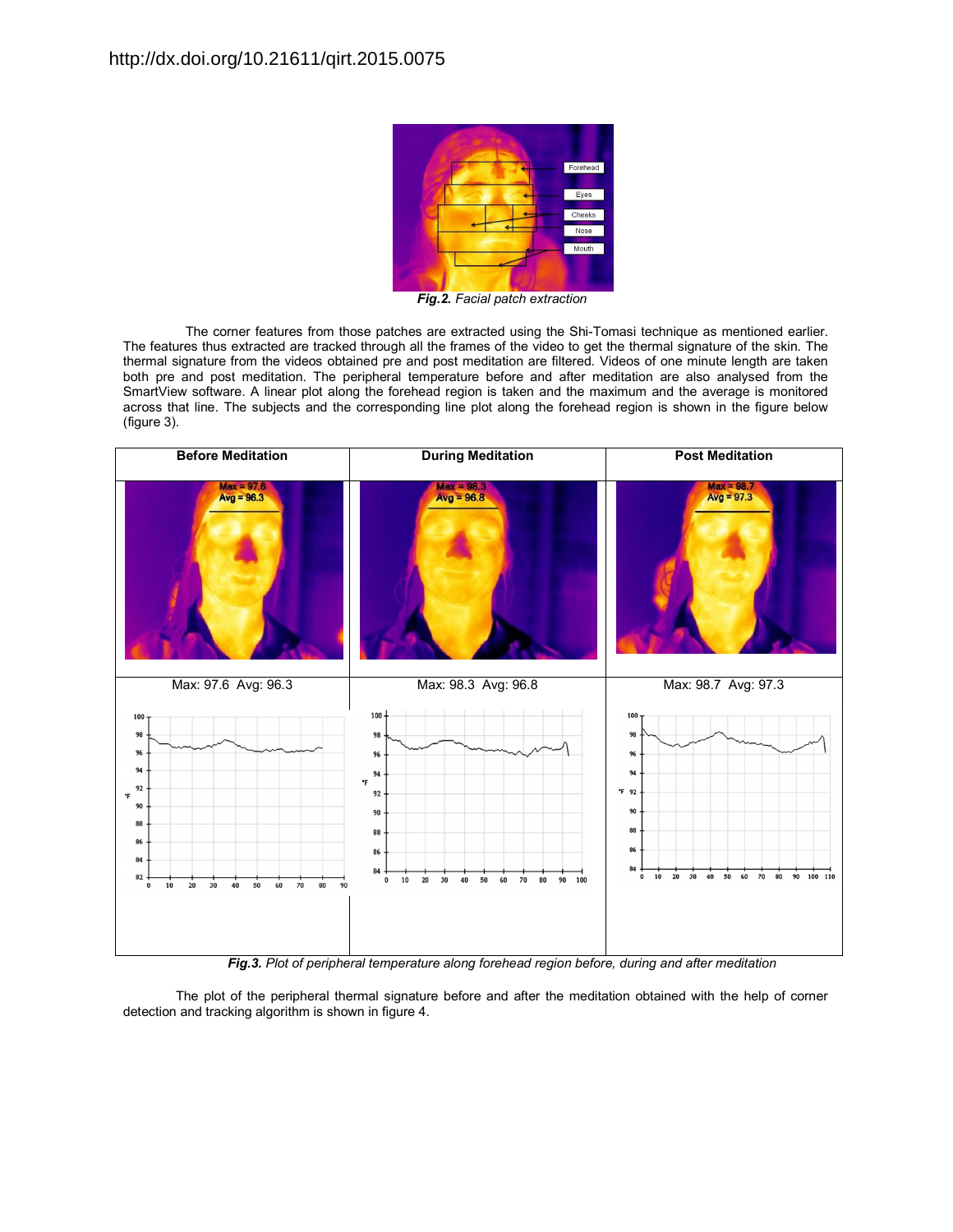http://dx.doi.org/10.21611/qirt.2015.0075

*Fig.2. Facial patch extraction*

The corner features from those patches are extracted using the Shi-Tomasi technique as mentioned earlier. The features thus extracted are tracked through all the frames of the video to get the thermal signature of the skin. The thermal signature from the videos obtained pre and post meditation are filtered. Videos of one minute length are taken both pre and post meditation. The peripheral temperature before and after meditation are also analysed from the SmartView software. A linear plot along the forehead region is taken and the maximum and the average is monitored across that line. The subjects and the corresponding line plot along the forehead region is shown in the figure below (figure 3).

| Before Meditation | During Meditation | Post Meditation |
| --- | --- | --- |
| Max: 97.6 Avg: 96.3 | Max: 98.3 Avg: 96.8 | Max: 98.7 Avg: 97.3 |

***Fig.3.*** *Plot of peripheral temperature along forehead region before, during and after meditation*

The plot of the peripheral thermal signature before and after the meditation obtained with the help of corner detection and tracking algorithm is shown in figure 4.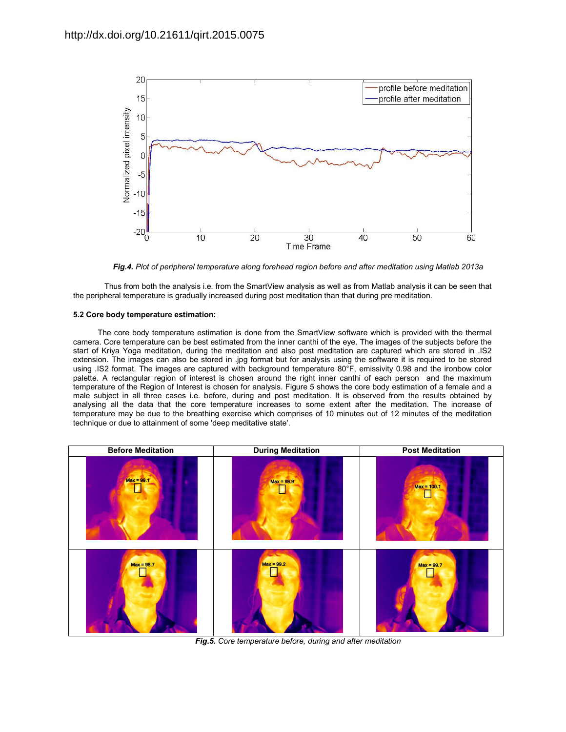*Fig.4. Plot of peripheral temperature along forehead region before and after meditation using Matlab 2013a*

Thus from both the analysis i.e. from the SmartView analysis as well as from Matlab analysis it can be seen that the peripheral temperature is gradually increased during post meditation than that during pre meditation.

**5.2 Core body temperature estimation:**

The core body temperature estimation is done from the SmartView software which is provided with the thermal camera. Core temperature can be best estimated from the inner canthi of the eye. The images of the subjects before the start of Kriya Yoga meditation, during the meditation and also post meditation are captured which are stored in .IS2 extension. The images can also be stored in .jpg format but for analysis using the software it is required to be stored using .IS2 format. The images are captured with background temperature 80°F, emissivity 0.98 and the ironbow color palette. A rectangular region of interest is chosen around the right inner canthi of each person and the maximum temperature of the Region of Interest is chosen for analysis. Figure 5 shows the core body estimation of a female and a male subject in all three cases i.e. before, during and post meditation. It is observed from the results obtained by analysing all the data that the core temperature increases to some extent after the meditation. The increase of temperature may be due to the breathing exercise which comprises of 10 minutes out of 12 minutes of the meditation technique or due to attainment of some 'deep meditative state'.

| Before Meditation | During Meditation | Post Meditation |
|---|---|---|
| Max = 99.1 | Max = 99.9 | Max = 100.1 |
| Max = 98.7 | Max = 99.2 | Max = 99.7 |

*Fig.5. Core temperature before, during and after meditation*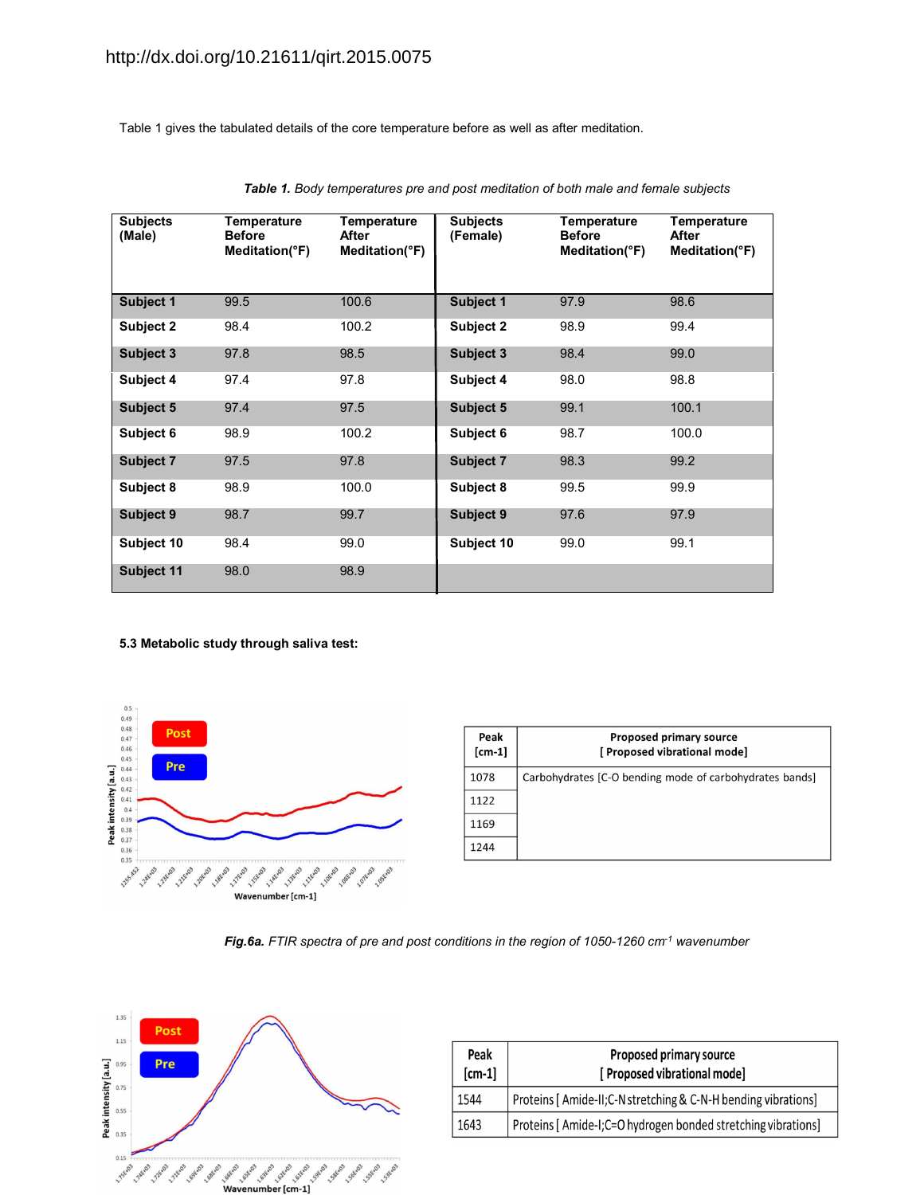Table 1 gives the tabulated details of the core temperature before as well as after meditation.

***Table 1.*** *Body temperatures pre and post meditation of both male and female subjects*

| Subjects (Male) | Temperature Before Meditation(°F) | Temperature After Meditation(°F) | Subjects (Female) | Temperature Before Meditation(°F) | Temperature After Meditation(°F) |
|---|---|---|---|---|---|
| **Subject 1** | 99.5 | 100.6 | **Subject 1** | 97.9 | 98.6 |
| **Subject 2** | 98.4 | 100.2 | **Subject 2** | 98.9 | 99.4 |
| **Subject 3** | 97.8 | 98.5 | **Subject 3** | 98.4 | 99.0 |
| **Subject 4** | 97.4 | 97.8 | **Subject 4** | 98.0 | 98.8 |
| **Subject 5** | 97.4 | 97.5 | **Subject 5** | 99.1 | 100.1 |
| **Subject 6** | 98.9 | 100.2 | **Subject 6** | 98.7 | 100.0 |
| **Subject 7** | 97.5 | 97.8 | **Subject 7** | 98.3 | 99.2 |
| **Subject 8** | 98.9 | 100.0 | **Subject 8** | 99.5 | 99.9 |
| **Subject 9** | 98.7 | 99.7 | **Subject 9** | 97.6 | 97.9 |
| **Subject 10** | 98.4 | 99.0 | **Subject 10** | 99.0 | 99.1 |
| **Subject 11** | 98.0 | 98.9 | | | |

#### 5.3 Metabolic study through saliva test:

| Peak [cm-1] | Proposed primary source [ Proposed vibrational mode] |
|---|---|
| 1078 | Carbohydrates [C-O bending mode of carbohydrates bands] |
| 1122 | |
| 1169 | |
| 1244 | |

***Fig.6a.*** *FTIR spectra of pre and post conditions in the region of 1050-1260 cm$^{-1}$ wavenumber*

| Peak [cm-1] | Proposed primary source [ Proposed vibrational mode] |
|---|---|
| 1544 | Proteins [ Amide-II;C-N stretching & C-N-H bending vibrations] |
| 1643 | Proteins [ Amide-I;C=O hydrogen bonded stretching vibrations] |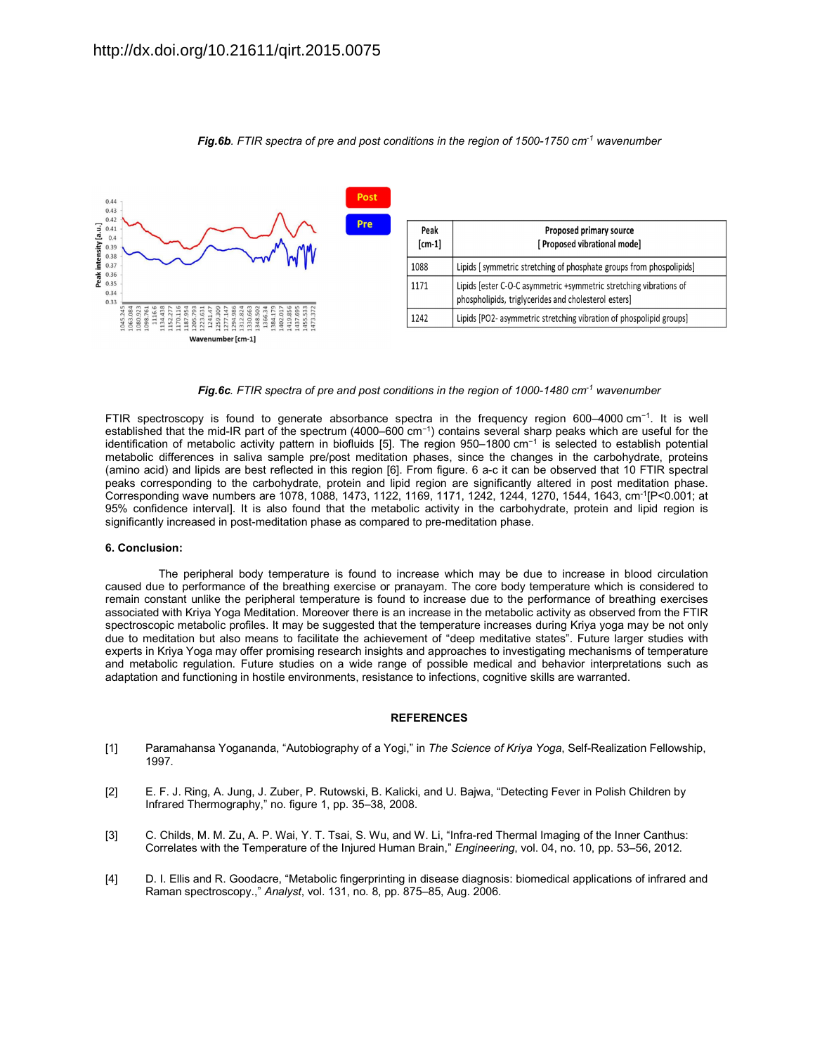*Fig.6b*. FTIR spectra of pre and post conditions in the region of 1500-1750 cm$^{-1}$ wavenumber

| Peak [cm-1] | Proposed primary source [ Proposed vibrational mode] |
|---|---|
| 1088 | Lipids [ symmetric stretching of phosphate groups from phospolipids] |
| 1171 | Lipids [ester C-O-C asymmetric +symmetric stretching vibrations of phospholipids, triglycerides and cholesterol esters] |
| 1242 | Lipids [PO2- asymmetric stretching vibration of phospolipid groups] |

*Fig.6c*. FTIR spectra of pre and post conditions in the region of 1000-1480 cm$^{-1}$ wavenumber

FTIR spectroscopy is found to generate absorbance spectra in the frequency region 600–4000 cm$^{-1}$. It is well established that the mid-IR part of the spectrum (4000–600 cm$^{-1}$) contains several sharp peaks which are useful for the identification of metabolic activity pattern in biofluids [5]. The region 950–1800 cm$^{-1}$ is selected to establish potential metabolic differences in saliva sample pre/post meditation phases, since the changes in the carbohydrate, proteins (amino acid) and lipids are best reflected in this region [6]. From figure. 6 a-c it can be observed that 10 FTIR spectral peaks corresponding to the carbohydrate, protein and lipid region are significantly altered in post meditation phase. Corresponding wave numbers are 1078, 1088, 1473, 1122, 1169, 1171, 1242, 1244, 1270, 1544, 1643, cm$^{-1}$[$P<0.001$; at 95% confidence interval]. It is also found that the metabolic activity in the carbohydrate, protein and lipid region is significantly increased in post-meditation phase as compared to pre-meditation phase.

## 6. Conclusion:

The peripheral body temperature is found to increase which may be due to increase in blood circulation caused due to performance of the breathing exercise or pranayam. The core body temperature which is considered to remain constant unlike the peripheral temperature is found to increase due to the performance of breathing exercises associated with Kriya Yoga Meditation. Moreover there is an increase in the metabolic activity as observed from the FTIR spectroscopic metabolic profiles. It may be suggested that the temperature increases during Kriya yoga may be not only due to meditation but also means to facilitate the achievement of "deep meditative states". Future larger studies with experts in Kriya Yoga may offer promising research insights and approaches to investigating mechanisms of temperature and metabolic regulation. Future studies on a wide range of possible medical and behavior interpretations such as adaptation and functioning in hostile environments, resistance to infections, cognitive skills are warranted.

## REFERENCES

[1] Paramahansa Yogananda, "Autobiography of a Yogi," in *The Science of Kriya Yoga*, Self-Realization Fellowship, 1997.

[2] E. F. J. Ring, A. Jung, J. Zuber, P. Rutowski, B. Kalicki, and U. Bajwa, "Detecting Fever in Polish Children by Infrared Thermography," no. figure 1, pp. 35–38, 2008.

[3] C. Childs, M. M. Zu, A. P. Wai, Y. T. Tsai, S. Wu, and W. Li, "Infra-red Thermal Imaging of the Inner Canthus: Correlates with the Temperature of the Injured Human Brain," *Engineering*, vol. 04, no. 10, pp. 53–56, 2012.

[4] D. I. Ellis and R. Goodacre, "Metabolic fingerprinting in disease diagnosis: biomedical applications of infrared and Raman spectroscopy.," *Analyst*, vol. 131, no. 8, pp. 875–85, Aug. 2006.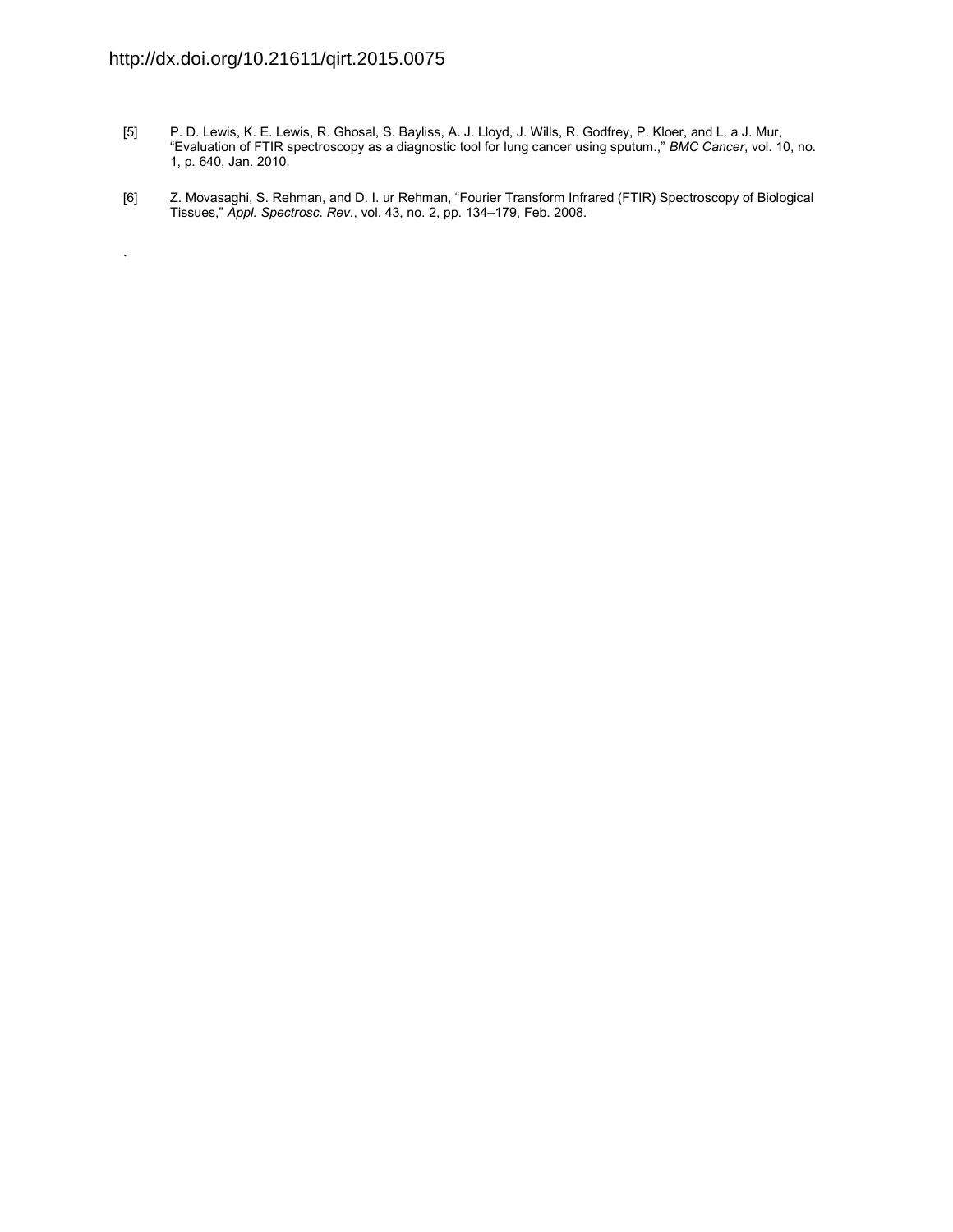[5] P. D. Lewis, K. E. Lewis, R. Ghosal, S. Bayliss, A. J. Lloyd, J. Wills, R. Godfrey, P. Kloer, and L. a J. Mur, "Evaluation of FTIR spectroscopy as a diagnostic tool for lung cancer using sputum.," *BMC Cancer*, vol. 10, no. 1, p. 640, Jan. 2010.

[6] Z. Movasaghi, S. Rehman, and D. I. ur Rehman, "Fourier Transform Infrared (FTIR) Spectroscopy of Biological Tissues," *Appl. Spectrosc. Rev.*, vol. 43, no. 2, pp. 134–179, Feb. 2008.

.